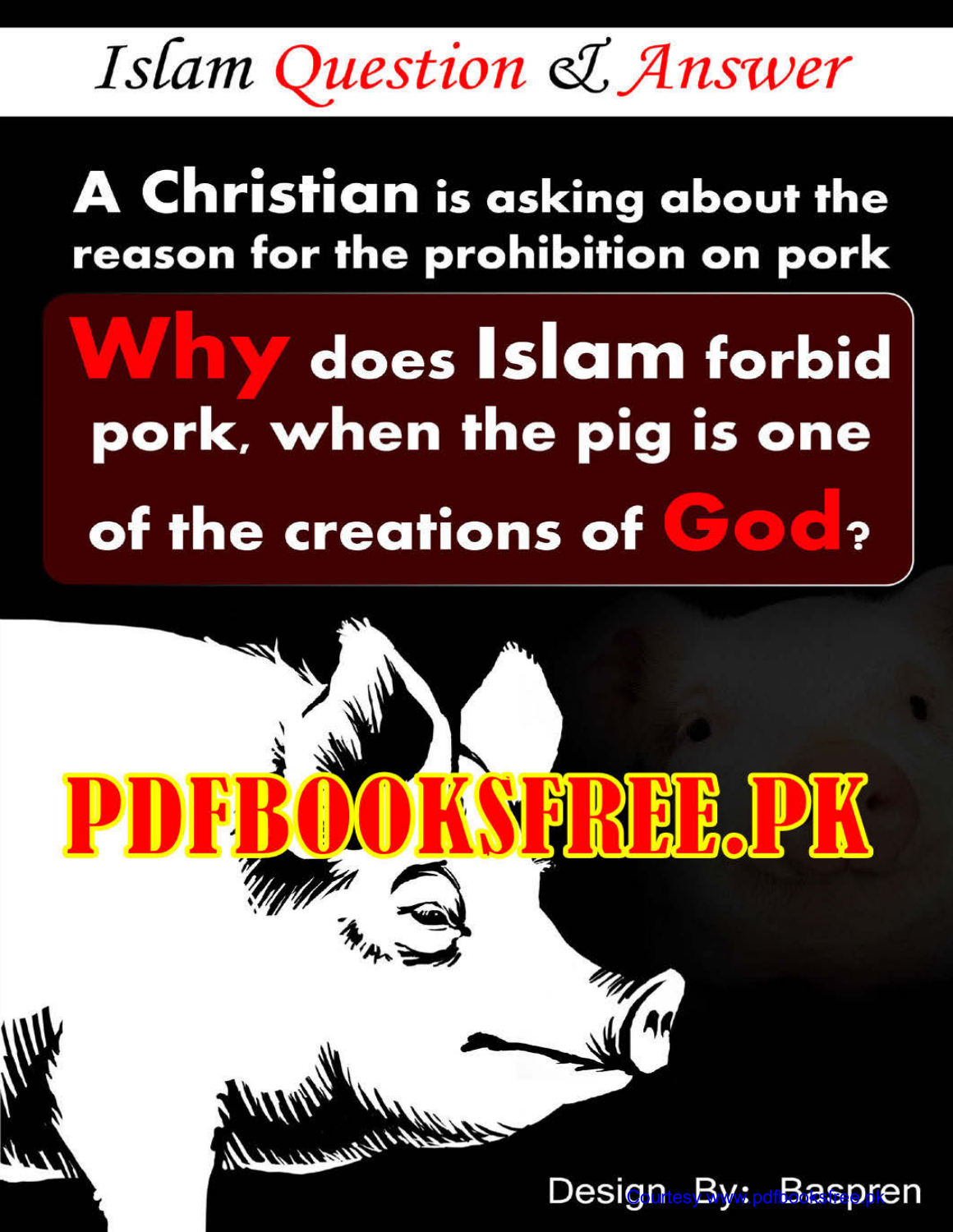# Islam Question & Answer

## A Christian is asking about the reason for the prohibition on pork

# Why does Islam forbid pork, when the pig is one of the creations of God?

PDFBOOKSFREE.PK

Design By: Baspren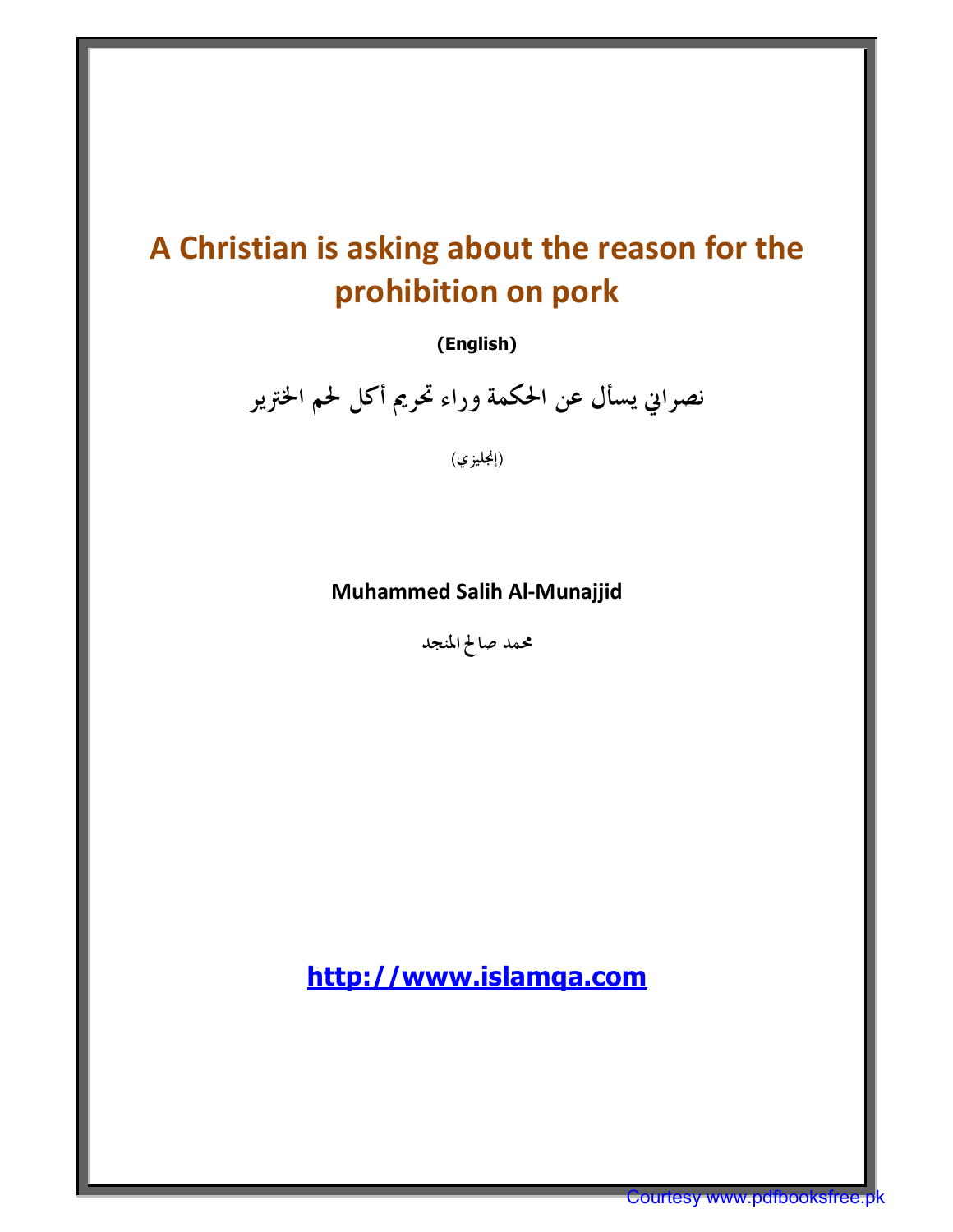# A Christian is asking about the reason for the prohibition on pork

**(English)**

# نصراني يسأل عن الحكمة وراء تحريم أكل لحم الخنزير

(إنجليزي)

**Muhammed Salih Al-Munajjid**

محمد صالح المنجد

**http://www.islamqa.com**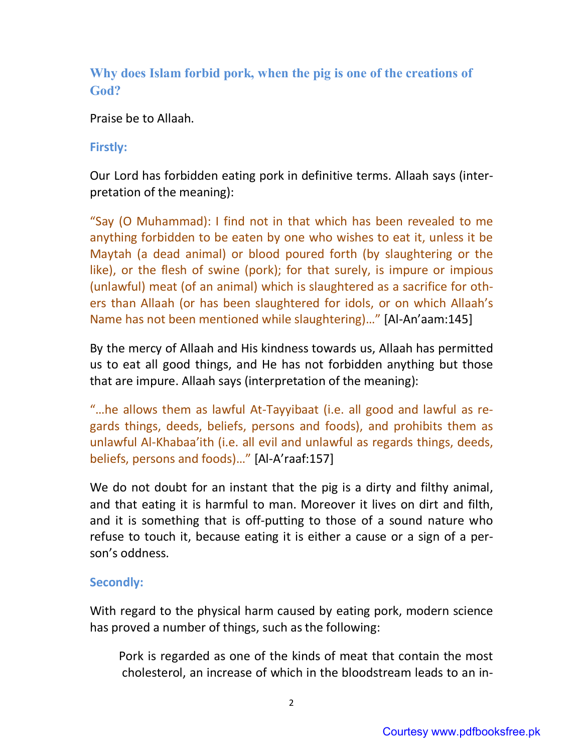## Why does Islam forbid pork, when the pig is one of the creations of God?

Praise be to Allaah.

### Firstly:

Our Lord has forbidden eating pork in definitive terms. Allaah says (interpretation of the meaning):

"Say (O Muhammad): I find not in that which has been revealed to me anything forbidden to be eaten by one who wishes to eat it, unless it be Maytah (a dead animal) or blood poured forth (by slaughtering or the like), or the flesh of swine (pork); for that surely, is impure or impious (unlawful) meat (of an animal) which is slaughtered as a sacrifice for others than Allaah (or has been slaughtered for idols, or on which Allaah's Name has not been mentioned while slaughtering)..." [Al-An'aam:145]

By the mercy of Allaah and His kindness towards us, Allaah has permitted us to eat all good things, and He has not forbidden anything but those that are impure. Allaah says (interpretation of the meaning):

"...he allows them as lawful At-Tayyibaat (i.e. all good and lawful as regards things, deeds, beliefs, persons and foods), and prohibits them as unlawful Al-Khabaa'ith (i.e. all evil and unlawful as regards things, deeds, beliefs, persons and foods)..." [Al-A'raaf:157]

We do not doubt for an instant that the pig is a dirty and filthy animal, and that eating it is harmful to man. Moreover it lives on dirt and filth, and it is something that is off-putting to those of a sound nature who refuse to touch it, because eating it is either a cause or a sign of a person's oddness.

### Secondly:

With regard to the physical harm caused by eating pork, modern science has proved a number of things, such as the following:

> Pork is regarded as one of the kinds of meat that contain the most cholesterol, an increase of which in the bloodstream leads to an in-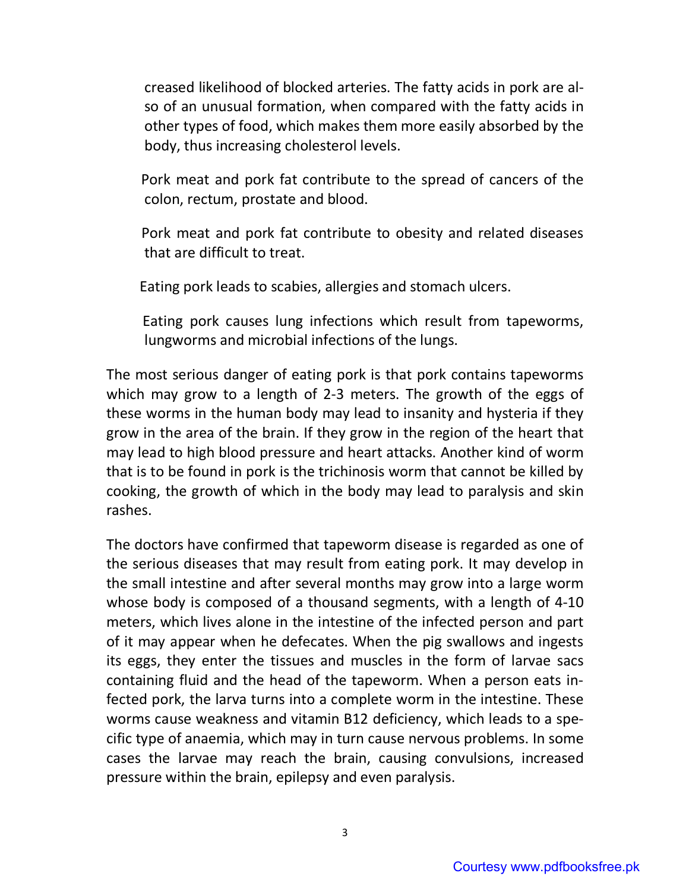creased likelihood of blocked arteries. The fatty acids in pork are also of an unusual formation, when compared with the fatty acids in other types of food, which makes them more easily absorbed by the body, thus increasing cholesterol levels.

Pork meat and pork fat contribute to the spread of cancers of the colon, rectum, prostate and blood.

Pork meat and pork fat contribute to obesity and related diseases that are difficult to treat.

Eating pork leads to scabies, allergies and stomach ulcers.

Eating pork causes lung infections which result from tapeworms, lungworms and microbial infections of the lungs.

The most serious danger of eating pork is that pork contains tapeworms which may grow to a length of 2-3 meters. The growth of the eggs of these worms in the human body may lead to insanity and hysteria if they grow in the area of the brain. If they grow in the region of the heart that may lead to high blood pressure and heart attacks. Another kind of worm that is to be found in pork is the trichinosis worm that cannot be killed by cooking, the growth of which in the body may lead to paralysis and skin rashes.

The doctors have confirmed that tapeworm disease is regarded as one of the serious diseases that may result from eating pork. It may develop in the small intestine and after several months may grow into a large worm whose body is composed of a thousand segments, with a length of 4-10 meters, which lives alone in the intestine of the infected person and part of it may appear when he defecates. When the pig swallows and ingests its eggs, they enter the tissues and muscles in the form of larvae sacs containing fluid and the head of the tapeworm. When a person eats infected pork, the larva turns into a complete worm in the intestine. These worms cause weakness and vitamin B12 deficiency, which leads to a specific type of anaemia, which may in turn cause nervous problems. In some cases the larvae may reach the brain, causing convulsions, increased pressure within the brain, epilepsy and even paralysis.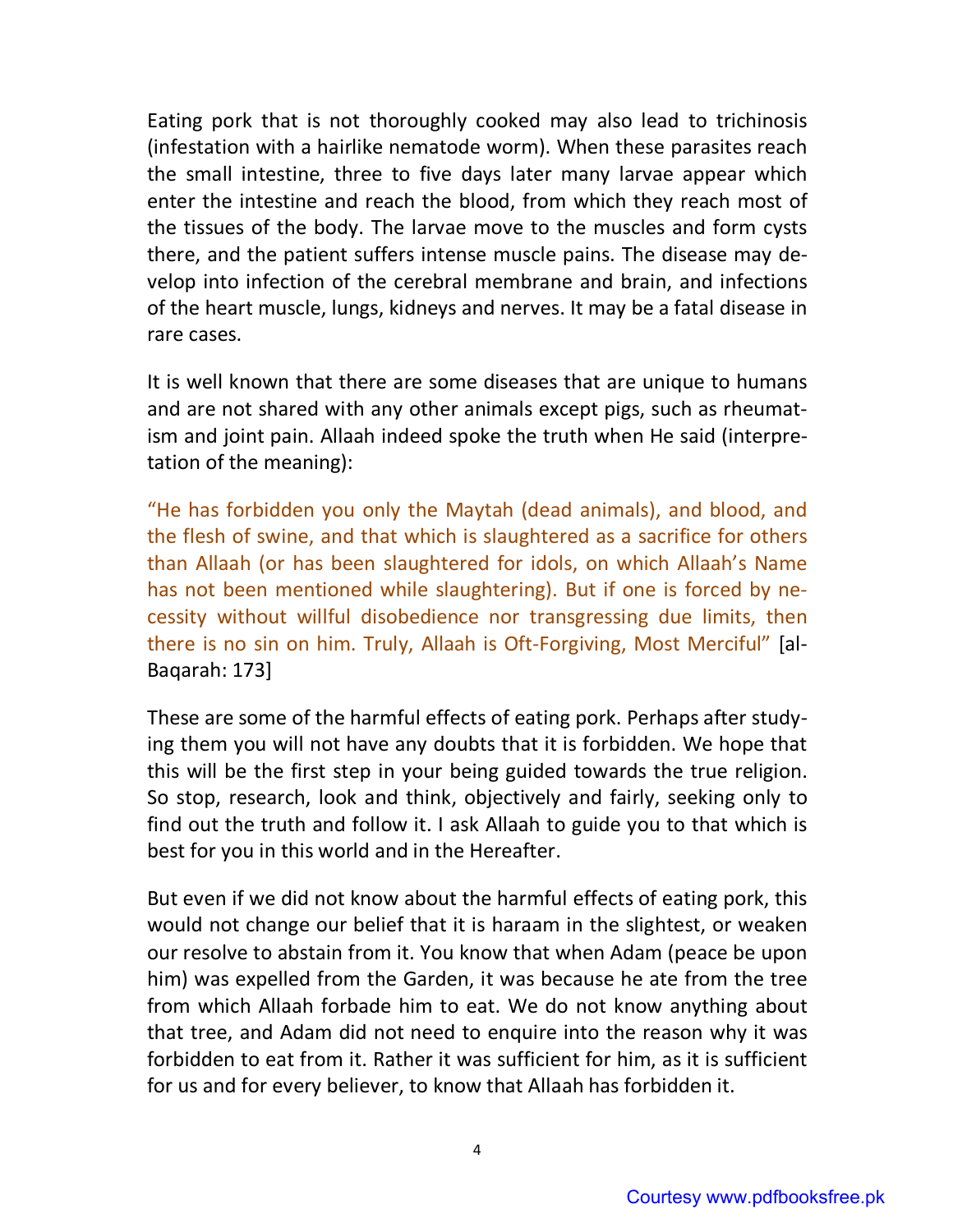Eating pork that is not thoroughly cooked may also lead to trichinosis (infestation with a hairlike nematode worm). When these parasites reach the small intestine, three to five days later many larvae appear which enter the intestine and reach the blood, from which they reach most of the tissues of the body. The larvae move to the muscles and form cysts there, and the patient suffers intense muscle pains. The disease may develop into infection of the cerebral membrane and brain, and infections of the heart muscle, lungs, kidneys and nerves. It may be a fatal disease in rare cases.

It is well known that there are some diseases that are unique to humans and are not shared with any other animals except pigs, such as rheumatism and joint pain. Allaah indeed spoke the truth when He said (interpretation of the meaning):

"He has forbidden you only the Maytah (dead animals), and blood, and the flesh of swine, and that which is slaughtered as a sacrifice for others than Allaah (or has been slaughtered for idols, on which Allaah's Name has not been mentioned while slaughtering). But if one is forced by necessity without willful disobedience nor transgressing due limits, then there is no sin on him. Truly, Allaah is Oft-Forgiving, Most Merciful" [al-Baqarah: 173]

These are some of the harmful effects of eating pork. Perhaps after studying them you will not have any doubts that it is forbidden. We hope that this will be the first step in your being guided towards the true religion. So stop, research, look and think, objectively and fairly, seeking only to find out the truth and follow it. I ask Allaah to guide you to that which is best for you in this world and in the Hereafter.

But even if we did not know about the harmful effects of eating pork, this would not change our belief that it is haraam in the slightest, or weaken our resolve to abstain from it. You know that when Adam (peace be upon him) was expelled from the Garden, it was because he ate from the tree from which Allaah forbade him to eat. We do not know anything about that tree, and Adam did not need to enquire into the reason why it was forbidden to eat from it. Rather it was sufficient for him, as it is sufficient for us and for every believer, to know that Allaah has forbidden it.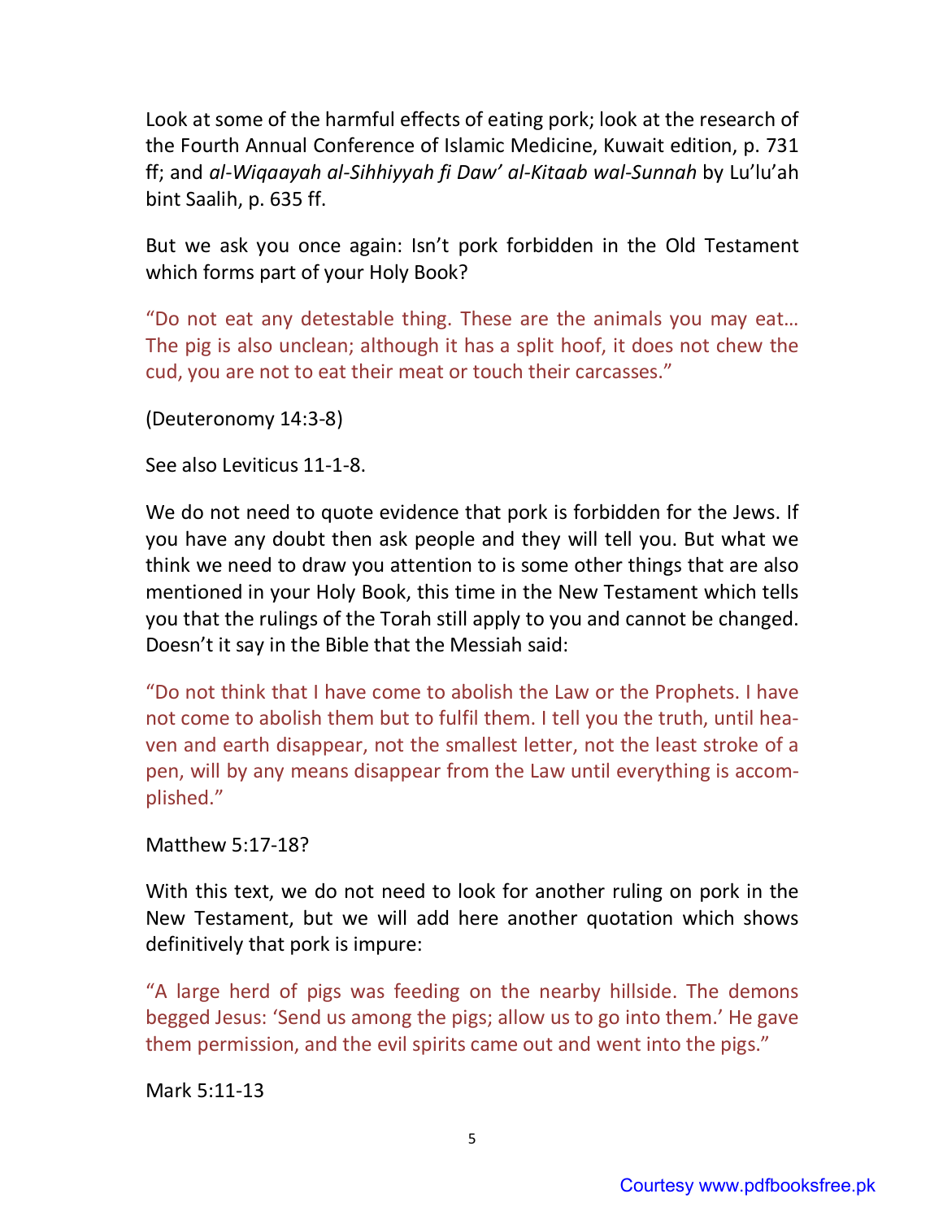Look at some of the harmful effects of eating pork; look at the research of the Fourth Annual Conference of Islamic Medicine, Kuwait edition, p. 731 ff; and *al-Wiqaayah al-Sihhiyyah fi Daw' al-Kitaab wal-Sunnah* by Lu'lu'ah bint Saalih, p. 635 ff.

But we ask you once again: Isn't pork forbidden in the Old Testament which forms part of your Holy Book?

"Do not eat any detestable thing. These are the animals you may eat… The pig is also unclean; although it has a split hoof, it does not chew the cud, you are not to eat their meat or touch their carcasses."

(Deuteronomy 14:3-8)

See also Leviticus 11-1-8.

We do not need to quote evidence that pork is forbidden for the Jews. If you have any doubt then ask people and they will tell you. But what we think we need to draw you attention to is some other things that are also mentioned in your Holy Book, this time in the New Testament which tells you that the rulings of the Torah still apply to you and cannot be changed. Doesn't it say in the Bible that the Messiah said:

"Do not think that I have come to abolish the Law or the Prophets. I have not come to abolish them but to fulfil them. I tell you the truth, until heaven and earth disappear, not the smallest letter, not the least stroke of a pen, will by any means disappear from the Law until everything is accomplished."

Matthew 5:17-18?

With this text, we do not need to look for another ruling on pork in the New Testament, but we will add here another quotation which shows definitively that pork is impure:

"A large herd of pigs was feeding on the nearby hillside. The demons begged Jesus: 'Send us among the pigs; allow us to go into them.' He gave them permission, and the evil spirits came out and went into the pigs."

Mark 5:11-13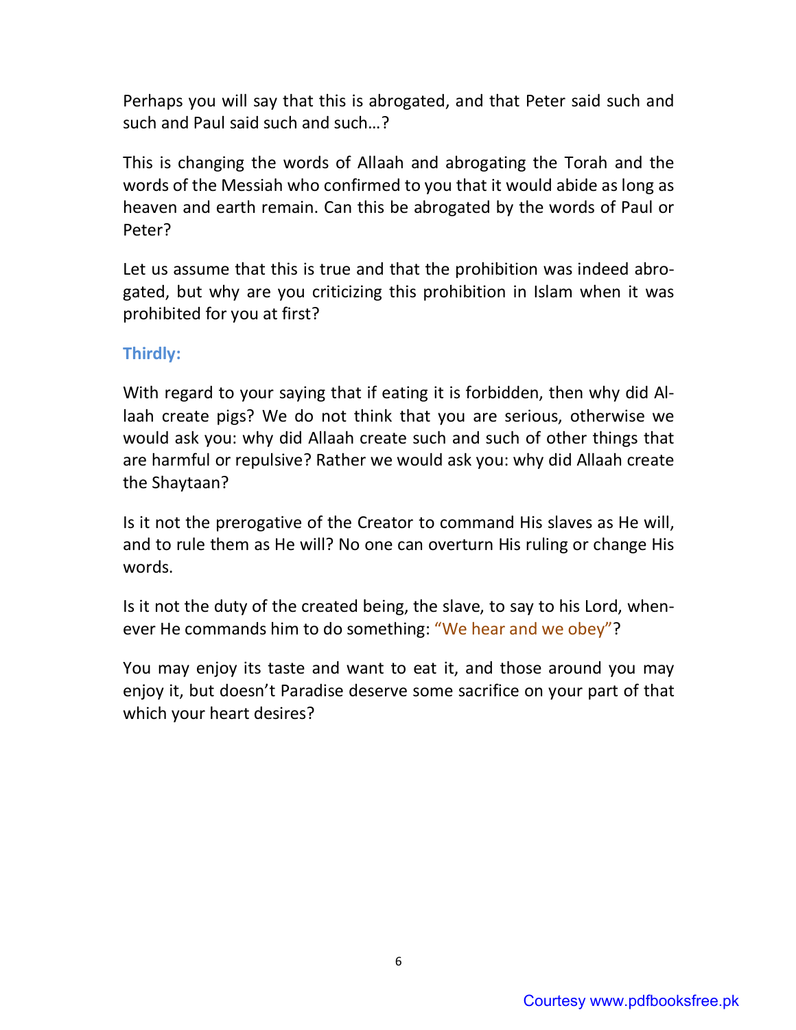Perhaps you will say that this is abrogated, and that Peter said such and such and Paul said such and such…?

This is changing the words of Allaah and abrogating the Torah and the words of the Messiah who confirmed to you that it would abide as long as heaven and earth remain. Can this be abrogated by the words of Paul or Peter?

Let us assume that this is true and that the prohibition was indeed abrogated, but why are you criticizing this prohibition in Islam when it was prohibited for you at first?

### Thirdly:

With regard to your saying that if eating it is forbidden, then why did Allaah create pigs? We do not think that you are serious, otherwise we would ask you: why did Allaah create such and such of other things that are harmful or repulsive? Rather we would ask you: why did Allaah create the Shaytaan?

Is it not the prerogative of the Creator to command His slaves as He will, and to rule them as He will? No one can overturn His ruling or change His words.

Is it not the duty of the created being, the slave, to say to his Lord, whenever He commands him to do something: "We hear and we obey"?

You may enjoy its taste and want to eat it, and those around you may enjoy it, but doesn't Paradise deserve some sacrifice on your part of that which your heart desires?